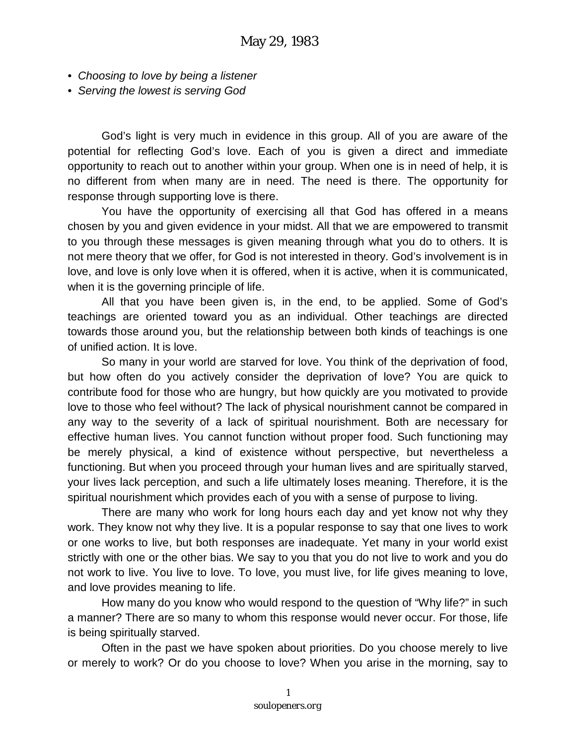# May 29, 1983

- *Choosing to love by being a listener*
- *Serving the lowest is serving God*

God's light is very much in evidence in this group. All of you are aware of the potential for reflecting God's love. Each of you is given a direct and immediate opportunity to reach out to another within your group. When one is in need of help, it is no different from when many are in need. The need is there. The opportunity for response through supporting love is there.

You have the opportunity of exercising all that God has offered in a means chosen by you and given evidence in your midst. All that we are empowered to transmit to you through these messages is given meaning through what you do to others. It is not mere theory that we offer, for God is not interested in theory. God's involvement is in love, and love is only love when it is offered, when it is active, when it is communicated, when it is the governing principle of life.

All that you have been given is, in the end, to be applied. Some of God's teachings are oriented toward you as an individual. Other teachings are directed towards those around you, but the relationship between both kinds of teachings is one of unified action. It is love.

So many in your world are starved for love. You think of the deprivation of food, but how often do you actively consider the deprivation of love? You are quick to contribute food for those who are hungry, but how quickly are you motivated to provide love to those who feel without? The lack of physical nourishment cannot be compared in any way to the severity of a lack of spiritual nourishment. Both are necessary for effective human lives. You cannot function without proper food. Such functioning may be merely physical, a kind of existence without perspective, but nevertheless a functioning. But when you proceed through your human lives and are spiritually starved, your lives lack perception, and such a life ultimately loses meaning. Therefore, it is the spiritual nourishment which provides each of you with a sense of purpose to living.

There are many who work for long hours each day and yet know not why they work. They know not why they live. It is a popular response to say that one lives to work or one works to live, but both responses are inadequate. Yet many in your world exist strictly with one or the other bias. We say to you that you do not live to work and you do not work to live. You live to love. To love, you must live, for life gives meaning to love, and love provides meaning to life.

How many do you know who would respond to the question of "Why life?" in such a manner? There are so many to whom this response would never occur. For those, life is being spiritually starved.

Often in the past we have spoken about priorities. Do you choose merely to live or merely to work? Or do you choose to love? When you arise in the morning, say to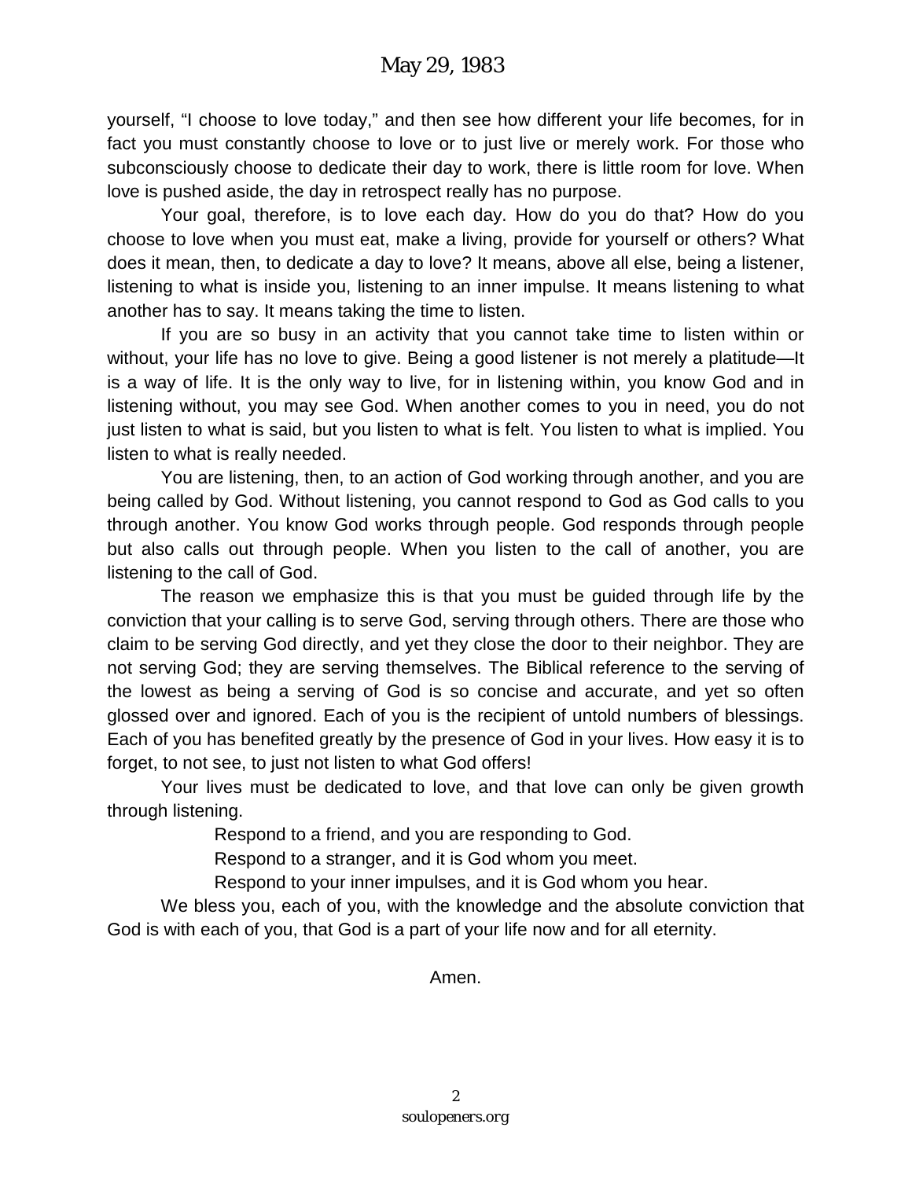yourself, "I choose to love today," and then see how different your life becomes, for in fact you must constantly choose to love or to just live or merely work. For those who subconsciously choose to dedicate their day to work, there is little room for love. When love is pushed aside, the day in retrospect really has no purpose.

Your goal, therefore, is to love each day. How do you do that? How do you choose to love when you must eat, make a living, provide for yourself or others? What does it mean, then, to dedicate a day to love? It means, above all else, being a listener, listening to what is inside you, listening to an inner impulse. It means listening to what another has to say. It means taking the time to listen.

If you are so busy in an activity that you cannot take time to listen within or without, your life has no love to give. Being a good listener is not merely a platitude—It is a way of life. It is the only way to live, for in listening within, you know God and in listening without, you may see God. When another comes to you in need, you do not just listen to what is said, but you listen to what is felt. You listen to what is implied. You listen to what is really needed.

You are listening, then, to an action of God working through another, and you are being called by God. Without listening, you cannot respond to God as God calls to you through another. You know God works through people. God responds through people but also calls out through people. When you listen to the call of another, you are listening to the call of God.

The reason we emphasize this is that you must be guided through life by the conviction that your calling is to serve God, serving through others. There are those who claim to be serving God directly, and yet they close the door to their neighbor. They are not serving God; they are serving themselves. The Biblical reference to the serving of the lowest as being a serving of God is so concise and accurate, and yet so often glossed over and ignored. Each of you is the recipient of untold numbers of blessings. Each of you has benefited greatly by the presence of God in your lives. How easy it is to forget, to not see, to just not listen to what God offers!

Your lives must be dedicated to love, and that love can only be given growth through listening.

Respond to a friend, and you are responding to God.
Respond to a stranger, and it is God whom you meet.
Respond to your inner impulses, and it is God whom you hear.

We bless you, each of you, with the knowledge and the absolute conviction that God is with each of you, that God is a part of your life now and for all eternity.

Amen.